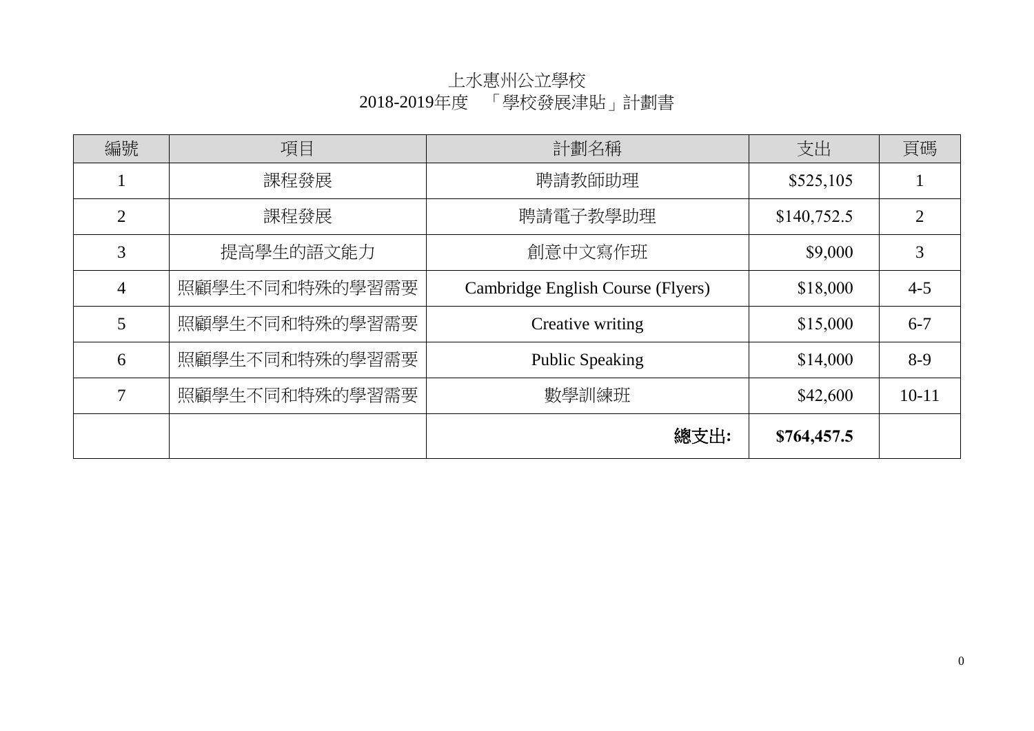# 上水惠州公立學校
## 2018-2019年度 「學校發展津貼」計劃書

| 編號 | 項目 | 計劃名稱 | 支出 | 頁碼 |
|---|---|---|---|---|
| 1 | 課程發展 | 聘請教師助理 | $525,105 | 1 |
| 2 | 課程發展 | 聘請電子教學助理 | $140,752.5 | 2 |
| 3 | 提高學生的語文能力 | 創意中文寫作班 | $9,000 | 3 |
| 4 | 照顧學生不同和特殊的學習需要 | Cambridge English Course (Flyers) | $18,000 | 4-5 |
| 5 | 照顧學生不同和特殊的學習需要 | Creative writing | $15,000 | 6-7 |
| 6 | 照顧學生不同和特殊的學習需要 | Public Speaking | $14,000 | 8-9 |
| 7 | 照顧學生不同和特殊的學習需要 | 數學訓練班 | $42,600 | 10-11 |
| | | **總支出:** | **$764,457.5** | |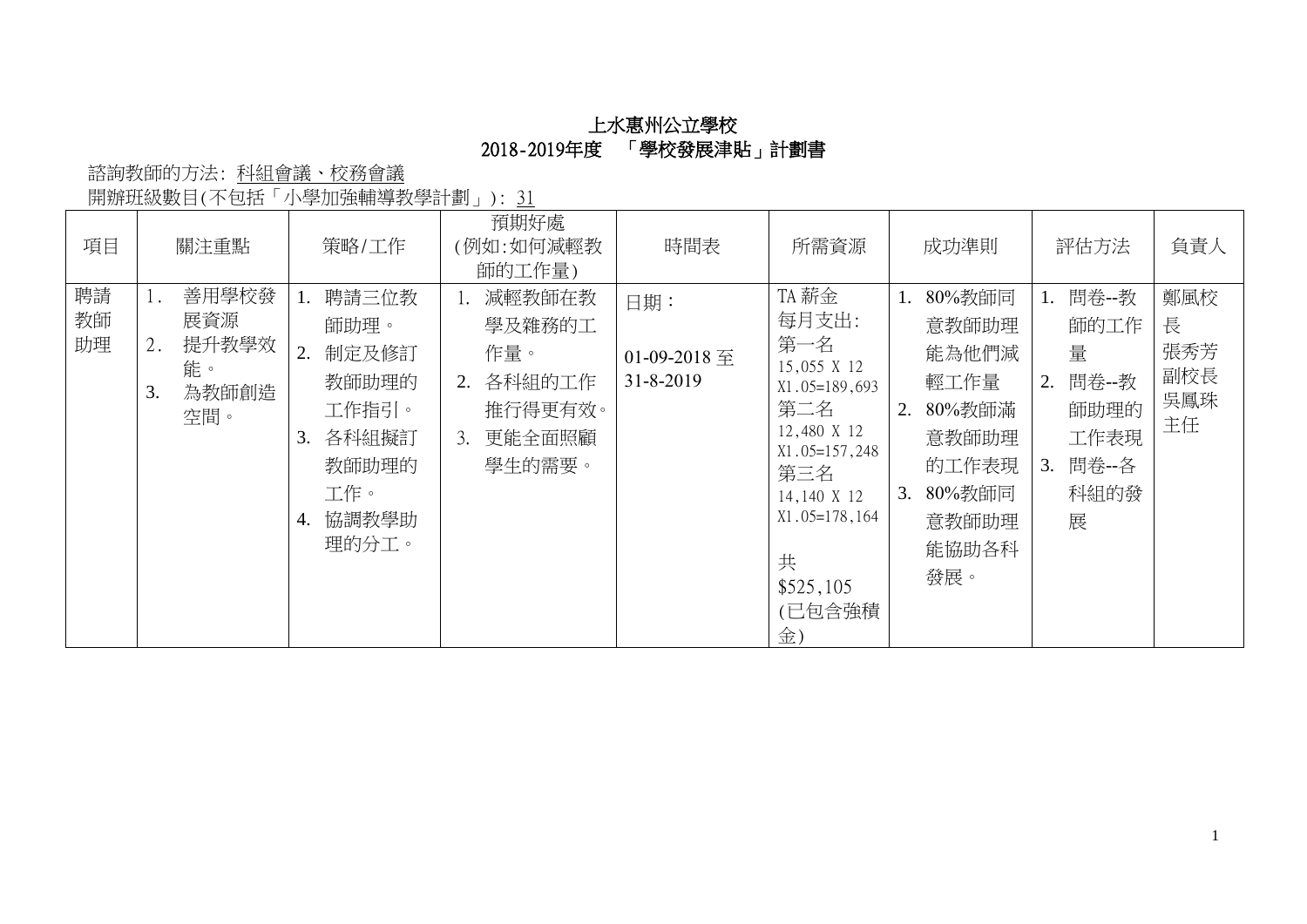# 上水惠州公立學校
## 2018-2019年度　「學校發展津貼」計劃書

諮詢教師的方法: 科組會議、校務會議

開辦班級數目(不包括「小學加強輔導教學計劃」): 31

| 項目 | 關注重點 | 策略/工作 | 預期好處<br>(例如:如何減輕教師的工作量) | 時間表 | 所需資源 | 成功準則 | 評估方法 | 負責人 |
|---|---|---|---|---|---|---|---|---|
| 聘請教師助理 | 1. 善用學校發展資源<br>2. 提升教學效能。<br>3. 為教師創造空間。 | 1. 聘請三位教師助理。<br>2. 制定及修訂教師助理的工作指引。<br>3. 各科組擬訂教師助理的工作。<br>4. 協調教學助理的分工。 | 1. 減輕教師在教學及雜務的工作量。<br>2. 各科組的工作推行得更有效。<br>3. 更能全面照顧學生的需要。 | 日期：<br>01-09-2018 至 31-8-2019 | TA 薪金<br>每月支出:<br>第一名<br>15,055 X 12 X1.05=189,693<br>第二名<br>12,480 X 12 X1.05=157,248<br>第三名<br>14,140 X 12 X1.05=178,164<br><br>共<br>$525,105<br>(已包含強積金) | 1. 80%教師同意教師助理能為他們減輕工作量<br>2. 80%教師滿意教師助理的工作表現<br>3. 80%教師同意教師助理能協助各科發展。 | 1. 問卷--教師的工作量<br>2. 問卷--教師助理的工作表現<br>3. 問卷--各科組的發展 | 鄭風校長<br>張秀芳副校長<br>吳鳳珠主任 |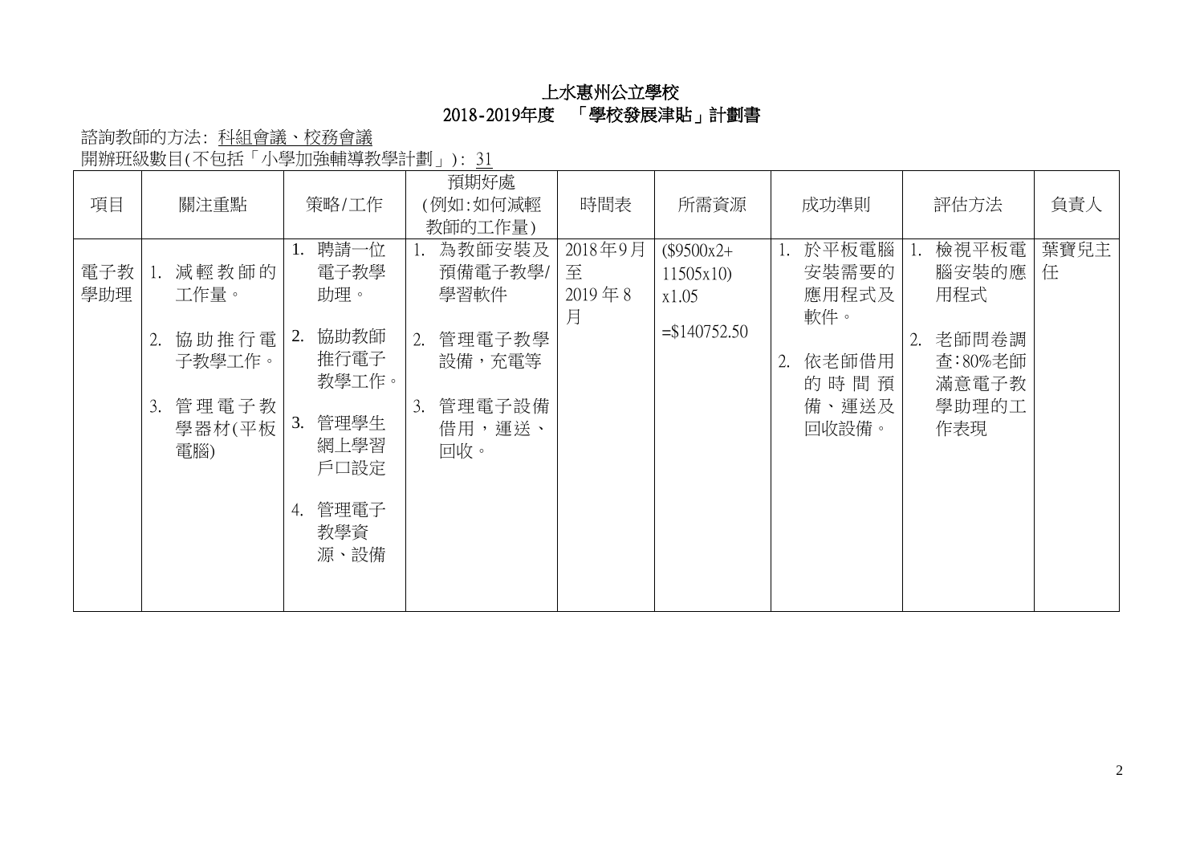# 上水惠州公立學校
## 2018-2019年度　「學校發展津貼」計劃書

諮詢教師的方法: 科組會議、校務會議

開辦班級數目(不包括「小學加強輔導教學計劃」): 31

| 項目 | 關注重點 | 策略/工作 | 預期好處 (例如:如何減輕教師的工作量) | 時間表 | 所需資源 | 成功準則 | 評估方法 | 負責人 |
|---|---|---|---|---|---|---|---|---|
| 電子教學助理 | 1. 減輕教師的工作量。<br>2. 協助推行電子教學工作。<br>3. 管理電子教學器材(平板電腦) | 1. 聘請一位電子教學助理。<br>2. 協助教師推行電子教學工作。<br>3. 管理學生網上學習戶口設定<br>4. 管理電子教學資源、設備 | 1. 為教師安裝及預備電子教學/學習軟件<br>2. 管理電子教學設備，充電等<br>3. 管理電子設備借用，運送、回收。 | 2018年9月至2019年8月 | ($9500x2+11505x10) x1.05 =$140752.50 | 1. 於平板電腦安裝需要的應用程式及軟件。<br>2. 依老師借用的時間預備、運送及回收設備。 | 1. 檢視平板電腦安裝的應用程式<br>2. 老師問卷調查:80%老師滿意電子教學助理的工作表現 | 葉寶兒主任 |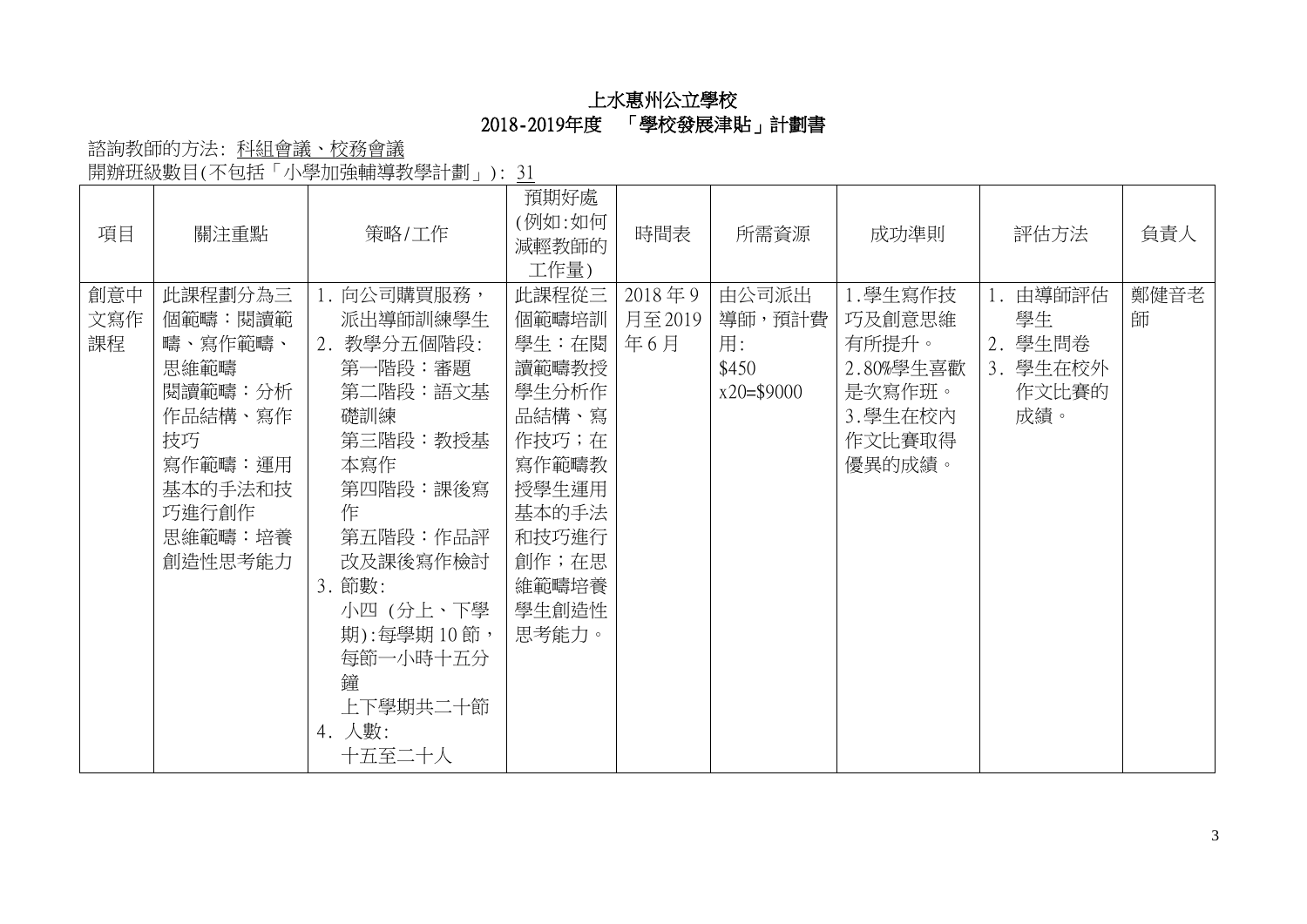# 上水惠州公立學校

## 2018-2019年度 「學校發展津貼」計劃書

諮詢教師的方法: 科組會議、校務會議

開辦班級數目(不包括「小學加強輔導教學計劃」): 31

| 項目 | 關注重點 | 策略/工作 | 預期好處(例如:如何減輕教師的工作量) | 時間表 | 所需資源 | 成功準則 | 評估方法 | 負責人 |
|---|---|---|---|---|---|---|---|---|
| 創意中文寫作課程 | 此課程劃分為三個範疇：閱讀範疇、寫作範疇、思維範疇<br>閱讀範疇：分析作品結構、寫作技巧<br>寫作範疇：運用基本的手法和技巧進行創作<br>思維範疇：培養創造性思考能力 | 1. 向公司購買服務，派出導師訓練學生<br>2. 教學分五個階段:<br>第一階段：審題<br>第二階段：語文基礎訓練<br>第三階段：教授基本寫作<br>第四階段：課後寫作<br>第五階段：作品評改及課後寫作檢討<br>3. 節數:<br>小四 (分上、下學期):每學期 10 節，每節一小時十五分鐘<br>上下學期共二十節<br>4. 人數:<br>十五至二十人 | 此課程從三個範疇培訓學生：在閱讀範疇教授學生分析作品結構、寫作技巧；在寫作範疇教授學生運用基本的手法和技巧進行創作；在思維範疇培養學生創造性思考能力。 | 2018 年 9 月至 2019 年 6 月 | 由公司派出導師，預計費用:<br>$450 x20=$9000 | 1.學生寫作技巧及創意思維有所提升。<br>2.80%學生喜歡是次寫作班。<br>3.學生在校內作文比賽取得優異的成績。 | 1. 由導師評估學生<br>2. 學生問卷<br>3. 學生在校外作文比賽的成績。 | 鄭健音老師 |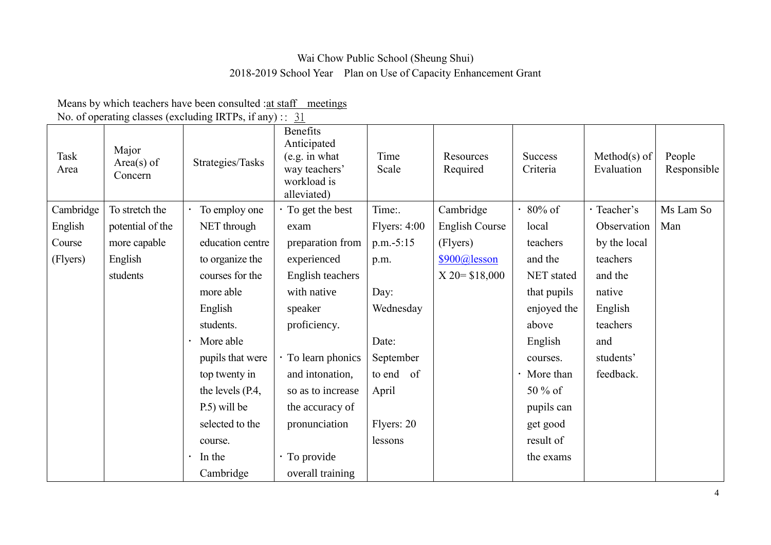Wai Chow Public School (Sheung Shui)
2018-2019 School Year Plan on Use of Capacity Enhancement Grant

Means by which teachers have been consulted :at staff meetings
No. of operating classes (excluding IRTPs, if any) :: 31

| Task Area | Major Area(s) of Concern | Strategies/Tasks | Benefits Anticipated (e.g. in what way teachers' workload is alleviated) | Time Scale | Resources Required | Success Criteria | Method(s) of Evaluation | People Responsible |
|---|---|---|---|---|---|---|---|---|
| Cambridge English Course (Flyers) | To stretch the potential of the more capable English students | · To employ one NET through education centre to organize the courses for the more able English students.<br>· More able pupils that were top twenty in the levels (P.4, P.5) will be selected to the course.<br>· In the Cambridge | · To get the best exam preparation from experienced English teachers with native speaker proficiency.<br>· To learn phonics and intonation, so as to increase the accuracy of pronunciation<br>· To provide overall training | Time:. Flyers: 4:00 p.m.-5:15 p.m.<br><br>Day: Wednesday<br><br>Date: September to end of April<br><br>Flyers: 20 lessons | Cambridge English Course (Flyers) $900@lesson X 20= $18,000 | · 80% of local teachers and the NET stated that pupils enjoyed the above English courses.<br>· More than 50 % of pupils can get good result of the exams | · Teacher's Observation by the local teachers and the native English teachers and students' feedback. | Ms Lam So Man |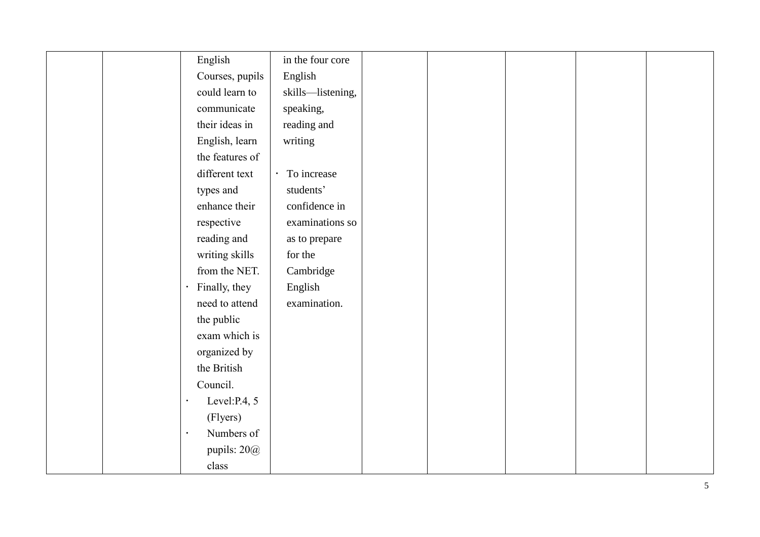| | | | | | | | | |
|---|---|---|---|---|---|---|---|---|
| | | English Courses, pupils could learn to communicate their ideas in English, learn the features of different text types and enhance their respective reading and writing skills from the NET.<br>· Finally, they need to attend the public exam which is organized by the British Council.<br>· Level:P.4, 5 (Flyers)<br>· Numbers of pupils: 20@ class | in the four core English skills—listening, speaking, reading and writing<br><br>· To increase students' confidence in examinations so as to prepare for the Cambridge English examination. | | | | | |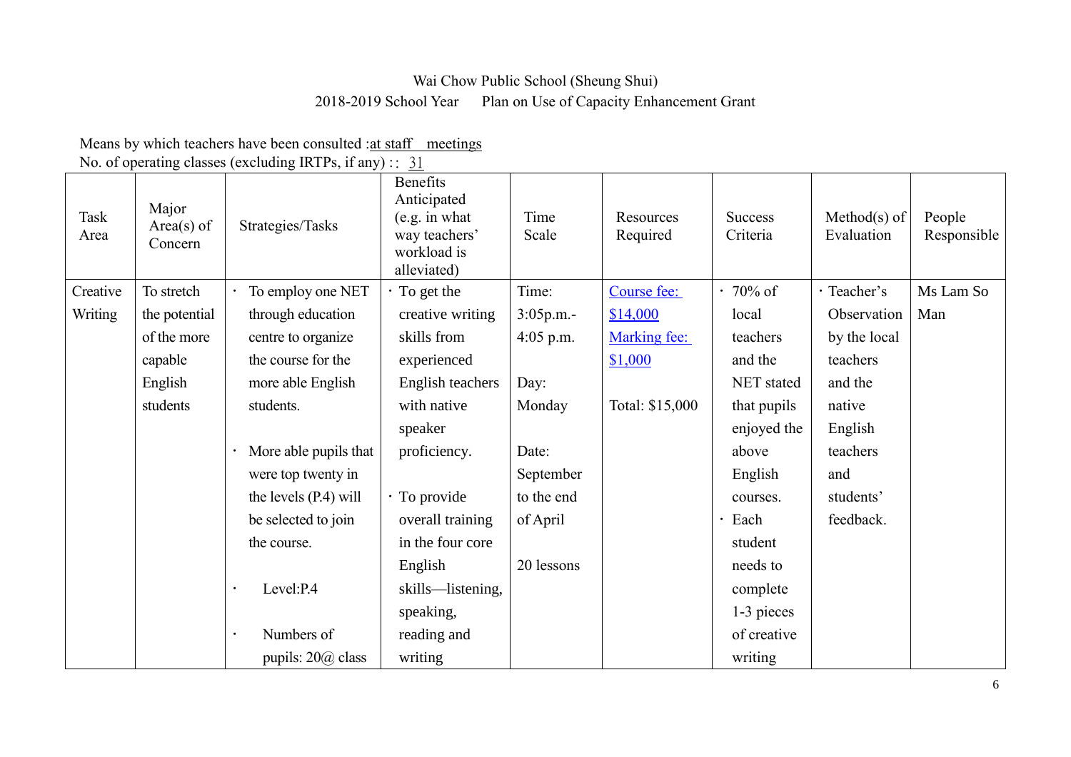Wai Chow Public School (Sheung Shui)

2018-2019 School Year Plan on Use of Capacity Enhancement Grant

Means by which teachers have been consulted :at staff meetings

No. of operating classes (excluding IRTPs, if any) :: 31

| Task Area | Major Area(s) of Concern | Strategies/Tasks | Benefits Anticipated (e.g. in what way teachers' workload is alleviated) | Time Scale | Resources Required | Success Criteria | Method(s) of Evaluation | People Responsible |
|---|---|---|---|---|---|---|---|---|
| Creative Writing | To stretch the potential of the more capable English students | · To employ one NET through education centre to organize the course for the more able English students.<br><br>· More able pupils that were top twenty in the levels (P.4) will be selected to join the course.<br><br>· Level:P.4<br><br>· Numbers of pupils: 20@ class | · To get the creative writing skills from experienced English teachers with native speaker proficiency.<br><br>· To provide overall training in the four core English skills—listening, speaking, reading and writing | Time: 3:05p.m.- 4:05 p.m.<br><br>Day: Monday<br><br>Date: September to the end of April<br><br>20 lessons | Course fee: $14,000<br>Marking fee: $1,000<br><br>Total: $15,000 | · 70% of local teachers and the NET stated that pupils enjoyed the above English courses.<br>· Each student needs to complete 1-3 pieces of creative writing | · Teacher's Observation by the local teachers and the native English teachers and students' feedback. | Ms Lam So Man |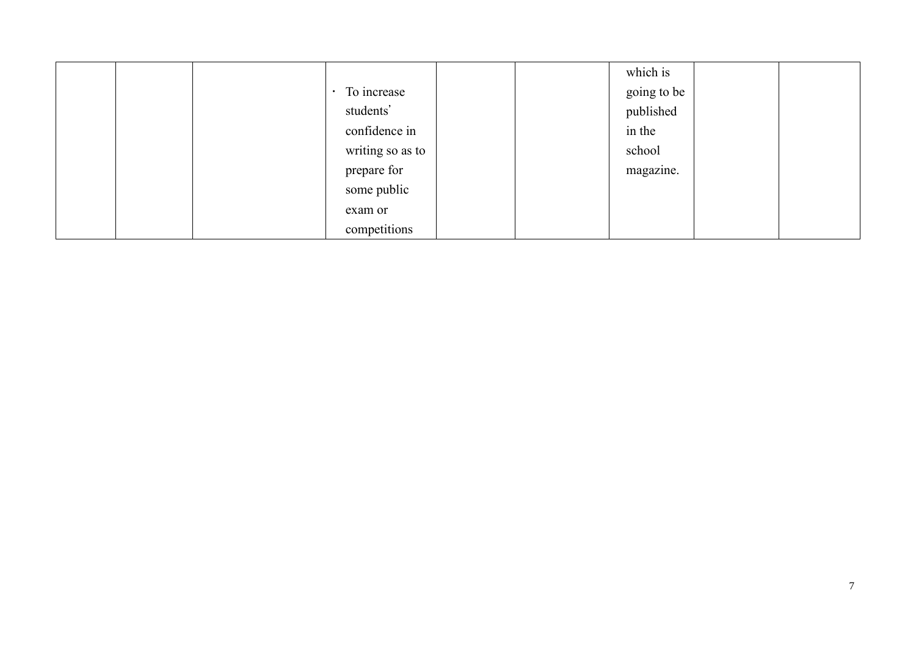| | | | | | | | | |
|---|---|---|---|---|---|---|---|---|
| | | | · To increase students' confidence in writing so as to prepare for some public exam or competitions | | | which is going to be published in the school magazine. | | |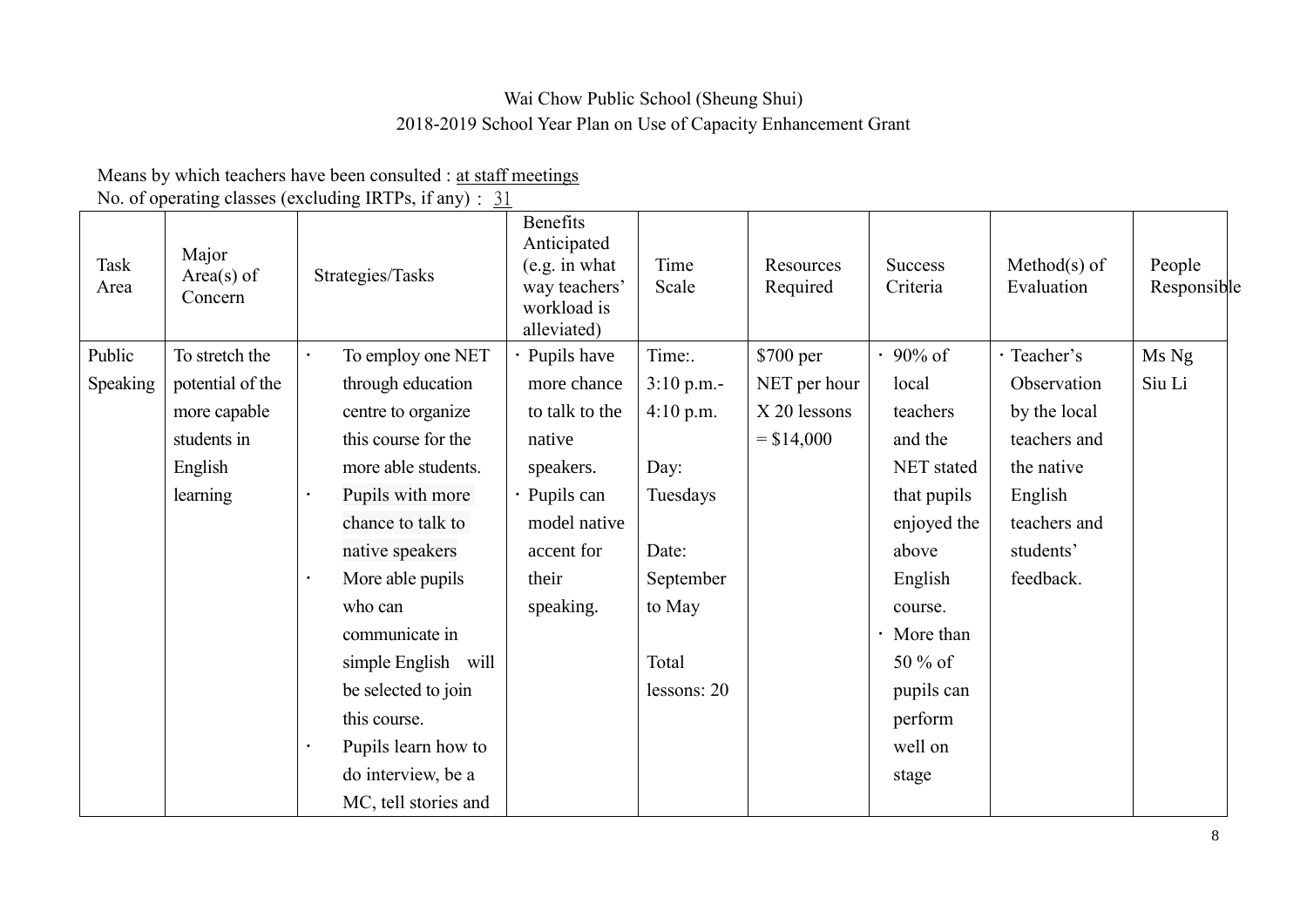Wai Chow Public School (Sheung Shui)
2018-2019 School Year Plan on Use of Capacity Enhancement Grant

Means by which teachers have been consulted : at staff meetings
No. of operating classes (excluding IRTPs, if any) : 31

| Task Area | Major Area(s) of Concern | Strategies/Tasks | Benefits Anticipated (e.g. in what way teachers' workload is alleviated) | Time Scale | Resources Required | Success Criteria | Method(s) of Evaluation | People Responsible |
|---|---|---|---|---|---|---|---|---|
| Public Speaking | To stretch the potential of the more capable students in English learning | • To employ one NET through education centre to organize this course for the more able students.<br>• Pupils with more chance to talk to native speakers<br>• More able pupils who can communicate in simple English will be selected to join this course.<br>• Pupils learn how to do interview, be a MC, tell stories and | • Pupils have more chance to talk to the native speakers.<br>• Pupils can model native accent for their speaking. | Time:. 3:10 p.m.- 4:10 p.m.<br><br>Day: Tuesdays<br><br>Date: September to May<br><br>Total lessons: 20 | $700 per NET per hour X 20 lessons = $14,000 | • 90% of local teachers and the NET stated that pupils enjoyed the above English course.<br>• More than 50 % of pupils can perform well on stage | • Teacher's Observation by the local teachers and the native English teachers and students' feedback. | Ms Ng Siu Li |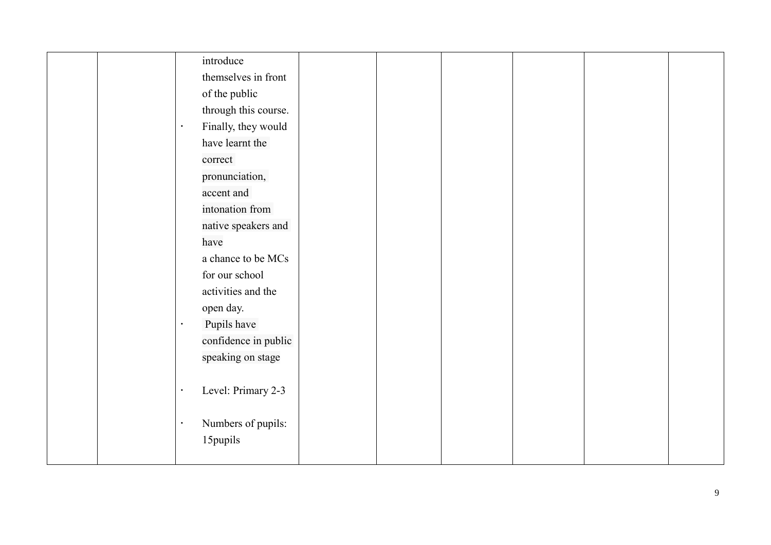| | | | | | | | | |
|---|---|---|---|---|---|---|---|---|
| | | introduce themselves in front of the public through this course.<br>• Finally, they would have learnt the correct pronunciation, accent and intonation from native speakers and have a chance to be MCs for our school activities and the open day.<br>• Pupils have confidence in public speaking on stage<br><br>• Level: Primary 2-3<br><br>• Numbers of pupils: 15pupils | | | | | | |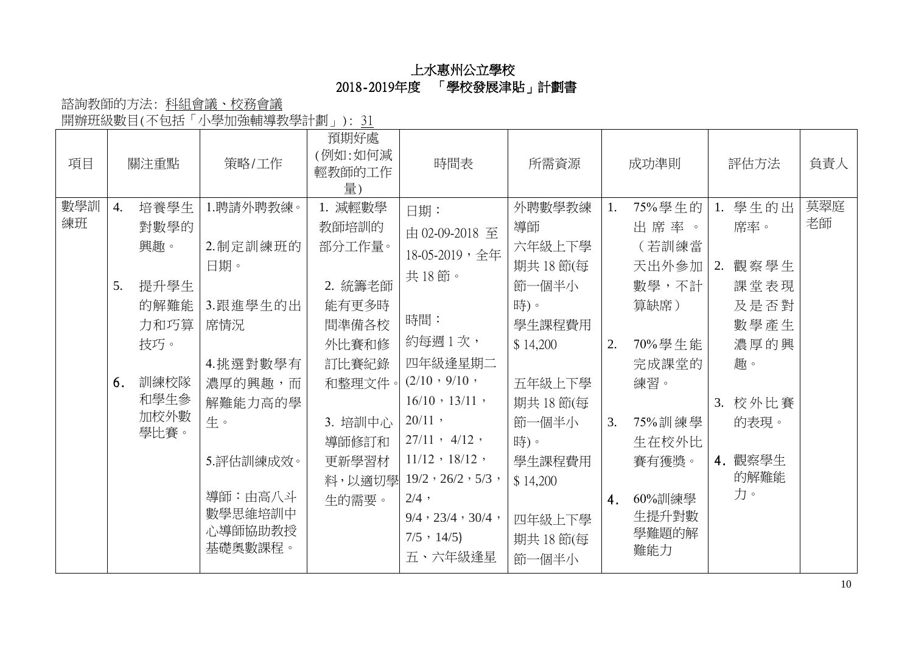# 上水惠州公立學校
## 2018-2019年度　「學校發展津貼」計劃書

諮詢教師的方法: 科組會議、校務會議

開辦班級數目(不包括「小學加強輔導教學計劃」): 31

| 項目 | 關注重點 | 策略/工作 | 預期好處(例如:如何減輕教師的工作量) | 時間表 | 所需資源 | 成功準則 | 評估方法 | 負責人 |
|---|---|---|---|---|---|---|---|---|
| 數學訓練班 | 4. 培養學生對數學的興趣。<br>5. 提升學生的解難能力和巧算技巧。<br>6. 訓練校隊和學生參加校外數學比賽。 | 1.聘請外聘教練。<br>2.制定訓練班的日期。<br>3.跟進學生的出席情況<br>4.挑選對數學有濃厚的興趣，而解難能力高的學生。<br>5.評估訓練成效。<br>導師：由高八斗數學思維培訓中心導師協助教授基礎奧數課程。 | 1. 減輕數學教師培訓的部分工作量。<br>2. 統籌老師能有更多時間準備各校外比賽和修訂比賽紀錄和整理文件。<br>3. 培訓中心導師修訂和更新學習材料，以適切學生的需要。 | 日期：<br>由 02-09-2018 至 18-05-2019，全年共 18 節。<br>時間：<br>約每週 1 次，<br>四年級逢星期二 (2/10，9/10，16/10，13/11，20/11，27/11， 4/12，11/12，18/12，19/2，26/2，5/3，2/4，9/4，23/4，30/4，7/5，14/5)<br>五、六年級逢星 | 外聘數學教練導師<br>六年級上下學期共 18 節(每節一個半小時)。<br>學生課程費用 $ 14,200<br>五年級上下學期共 18 節(每節一個半小時)。<br>學生課程費用 $ 14,200<br>四年級上下學期共 18 節(每節一個半小 | 1. 75%學生的出席率。（若訓練當天出外參加數學，不計算缺席）<br>2. 70%學生能完成課堂的練習。<br>3. 75%訓練學生在校外比賽有獲獎。<br>4. 60%訓練學生提升對數學難題的解難能力 | 1. 學生的出席率。<br>2. 觀察學生課堂表現及是否對數學產生濃厚的興趣。<br>3. 校外比賽的表現。<br>4. 觀察學生的解難能力。 | 莫翠庭老師 |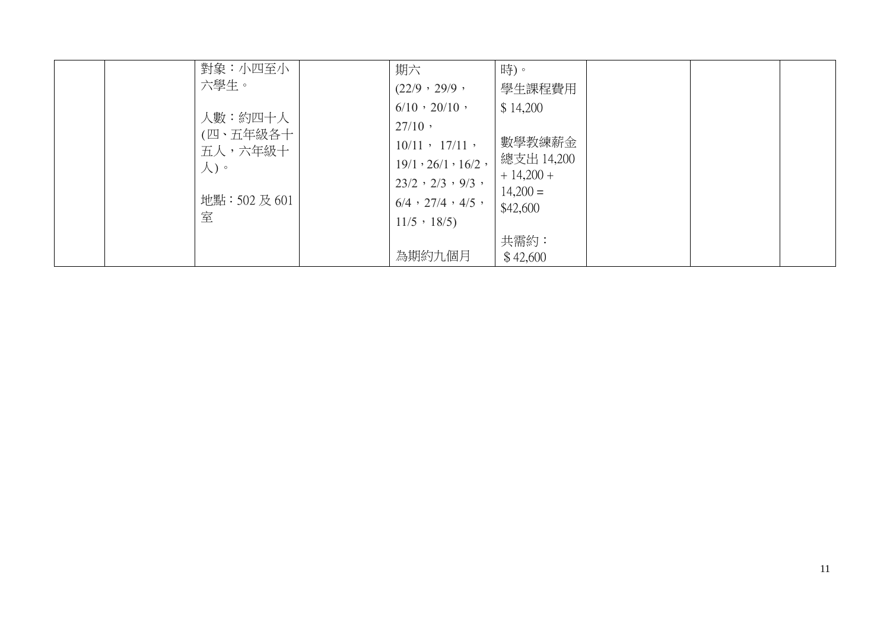| | | | | | | | | |
|---|---|---|---|---|---|---|---|---|
| | | 對象：小四至小六學生。<br><br>人數：約四十人(四、五年級各十五人，六年級十人)。<br><br>地點：502 及 601 室 | | 期六<br>(22/9，29/9，6/10，20/10，27/10，10/11， 17/11，19/1，26/1，16/2，23/2，2/3，9/3，6/4，27/4，4/5，11/5，18/5)<br><br>為期約九個月 | 時)。<br>學生課程費用 $ 14,200<br><br>數學教練薪金總支出 14,200 + 14,200 + 14,200 = $42,600<br><br>共需約：<br>$ 42,600 | | | |